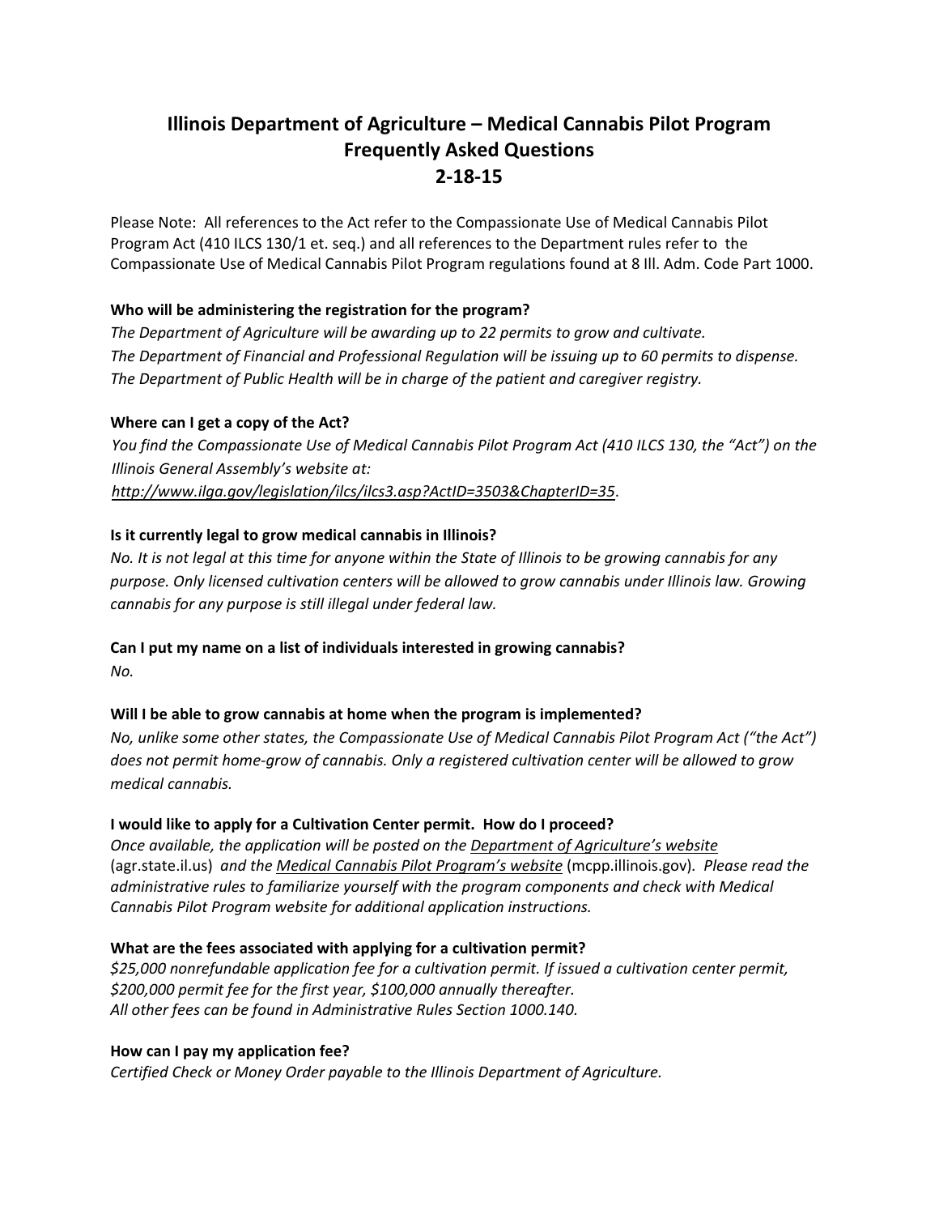# Illinois Department of Agriculture – Medical Cannabis Pilot Program Frequently Asked Questions 2-18-15

Please Note: All references to the Act refer to the Compassionate Use of Medical Cannabis Pilot Program Act (410 ILCS 130/1 et. seq.) and all references to the Department rules refer to the Compassionate Use of Medical Cannabis Pilot Program regulations found at 8 Ill. Adm. Code Part 1000.

**Who will be administering the registration for the program?**

*The Department of Agriculture will be awarding up to 22 permits to grow and cultivate.*
*The Department of Financial and Professional Regulation will be issuing up to 60 permits to dispense.*
*The Department of Public Health will be in charge of the patient and caregiver registry.*

**Where can I get a copy of the Act?**

*You find the Compassionate Use of Medical Cannabis Pilot Program Act (410 ILCS 130, the "Act") on the Illinois General Assembly's website at:*
*http://www.ilga.gov/legislation/ilcs/ilcs3.asp?ActID=3503&ChapterID=35*.

**Is it currently legal to grow medical cannabis in Illinois?**

*No. It is not legal at this time for anyone within the State of Illinois to be growing cannabis for any purpose. Only licensed cultivation centers will be allowed to grow cannabis under Illinois law. Growing cannabis for any purpose is still illegal under federal law.*

**Can I put my name on a list of individuals interested in growing cannabis?**

*No.*

**Will I be able to grow cannabis at home when the program is implemented?**

*No, unlike some other states, the Compassionate Use of Medical Cannabis Pilot Program Act ("the Act") does not permit home-grow of cannabis. Only a registered cultivation center will be allowed to grow medical cannabis.*

**I would like to apply for a Cultivation Center permit. How do I proceed?**

*Once available, the application will be posted on the Department of Agriculture's website* (agr.state.il.us) *and the Medical Cannabis Pilot Program's website* (mcpp.illinois.gov). *Please read the administrative rules to familiarize yourself with the program components and check with Medical Cannabis Pilot Program website for additional application instructions.*

**What are the fees associated with applying for a cultivation permit?**

*$25,000 nonrefundable application fee for a cultivation permit. If issued a cultivation center permit, $200,000 permit fee for the first year, $100,000 annually thereafter.*
*All other fees can be found in Administrative Rules Section 1000.140.*

**How can I pay my application fee?**

*Certified Check or Money Order payable to the Illinois Department of Agriculture.*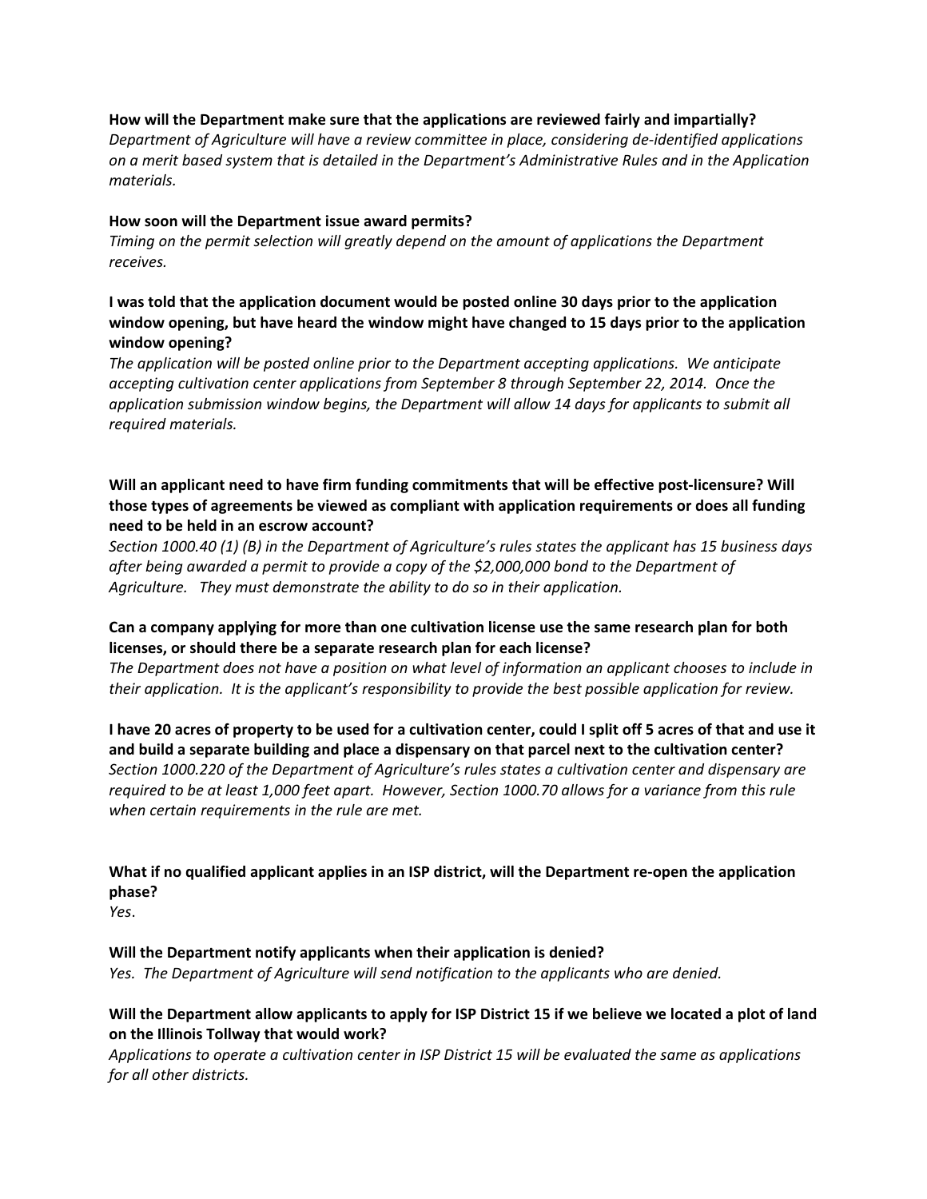**How will the Department make sure that the applications are reviewed fairly and impartially?**
*Department of Agriculture will have a review committee in place, considering de-identified applications on a merit based system that is detailed in the Department's Administrative Rules and in the Application materials.*

**How soon will the Department issue award permits?**
*Timing on the permit selection will greatly depend on the amount of applications the Department receives.*

**I was told that the application document would be posted online 30 days prior to the application window opening, but have heard the window might have changed to 15 days prior to the application window opening?**
*The application will be posted online prior to the Department accepting applications. We anticipate accepting cultivation center applications from September 8 through September 22, 2014. Once the application submission window begins, the Department will allow 14 days for applicants to submit all required materials.*

**Will an applicant need to have firm funding commitments that will be effective post-licensure? Will those types of agreements be viewed as compliant with application requirements or does all funding need to be held in an escrow account?**
*Section 1000.40 (1) (B) in the Department of Agriculture's rules states the applicant has 15 business days after being awarded a permit to provide a copy of the $2,000,000 bond to the Department of Agriculture. They must demonstrate the ability to do so in their application.*

**Can a company applying for more than one cultivation license use the same research plan for both licenses, or should there be a separate research plan for each license?**
*The Department does not have a position on what level of information an applicant chooses to include in their application. It is the applicant's responsibility to provide the best possible application for review.*

**I have 20 acres of property to be used for a cultivation center, could I split off 5 acres of that and use it and build a separate building and place a dispensary on that parcel next to the cultivation center?**
*Section 1000.220 of the Department of Agriculture's rules states a cultivation center and dispensary are required to be at least 1,000 feet apart. However, Section 1000.70 allows for a variance from this rule when certain requirements in the rule are met.*

**What if no qualified applicant applies in an ISP district, will the Department re-open the application phase?**
*Yes*.

**Will the Department notify applicants when their application is denied?**
*Yes. The Department of Agriculture will send notification to the applicants who are denied.*

**Will the Department allow applicants to apply for ISP District 15 if we believe we located a plot of land on the Illinois Tollway that would work?**
*Applications to operate a cultivation center in ISP District 15 will be evaluated the same as applications for all other districts.*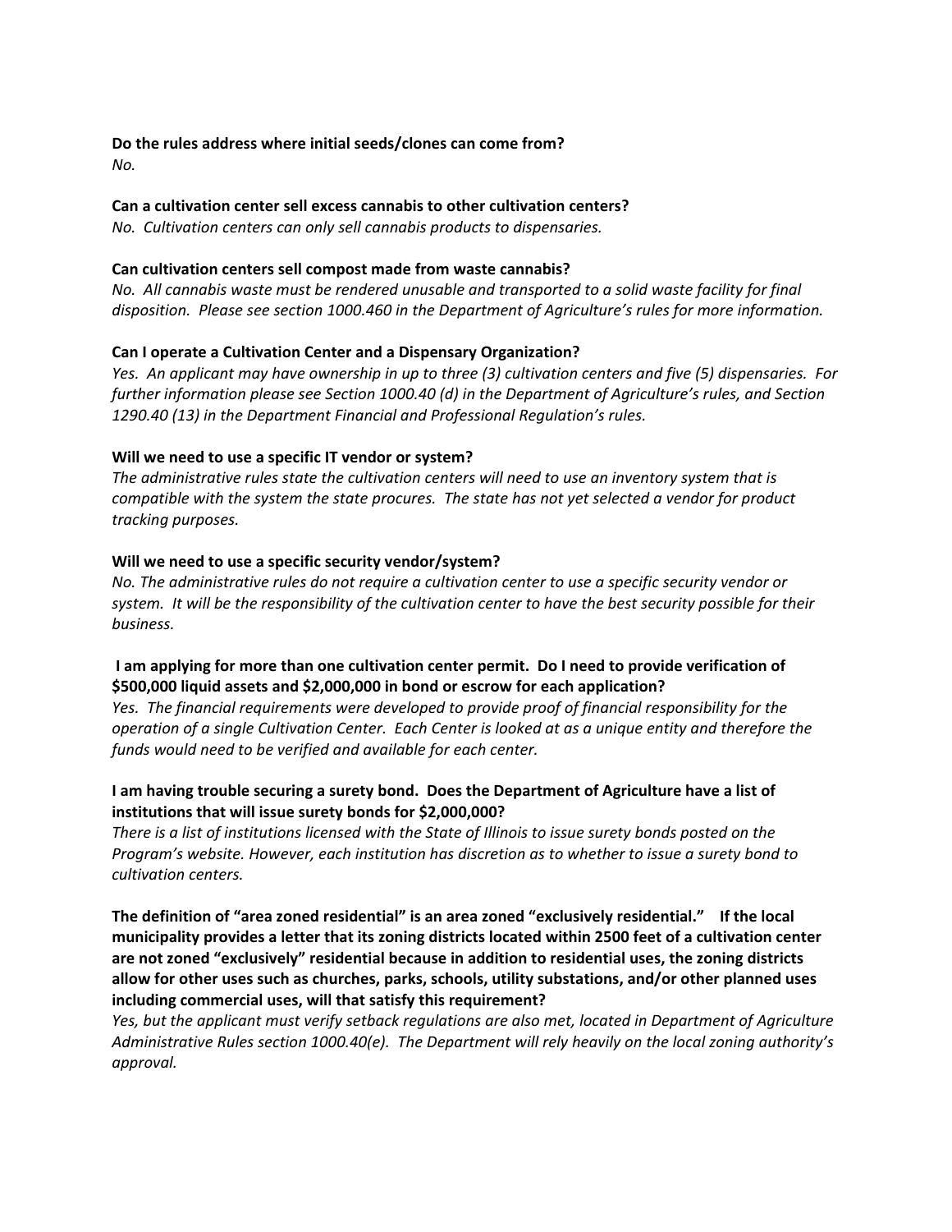**Do the rules address where initial seeds/clones can come from?**
*No.*

**Can a cultivation center sell excess cannabis to other cultivation centers?**
*No. Cultivation centers can only sell cannabis products to dispensaries.*

**Can cultivation centers sell compost made from waste cannabis?**
*No. All cannabis waste must be rendered unusable and transported to a solid waste facility for final disposition. Please see section 1000.460 in the Department of Agriculture's rules for more information.*

**Can I operate a Cultivation Center and a Dispensary Organization?**
*Yes. An applicant may have ownership in up to three (3) cultivation centers and five (5) dispensaries. For further information please see Section 1000.40 (d) in the Department of Agriculture's rules, and Section 1290.40 (13) in the Department Financial and Professional Regulation's rules.*

**Will we need to use a specific IT vendor or system?**
*The administrative rules state the cultivation centers will need to use an inventory system that is compatible with the system the state procures. The state has not yet selected a vendor for product tracking purposes.*

**Will we need to use a specific security vendor/system?**
*No. The administrative rules do not require a cultivation center to use a specific security vendor or system. It will be the responsibility of the cultivation center to have the best security possible for their business.*

**I am applying for more than one cultivation center permit. Do I need to provide verification of $500,000 liquid assets and $2,000,000 in bond or escrow for each application?**
*Yes. The financial requirements were developed to provide proof of financial responsibility for the operation of a single Cultivation Center. Each Center is looked at as a unique entity and therefore the funds would need to be verified and available for each center.*

**I am having trouble securing a surety bond. Does the Department of Agriculture have a list of institutions that will issue surety bonds for $2,000,000?**
*There is a list of institutions licensed with the State of Illinois to issue surety bonds posted on the Program's website. However, each institution has discretion as to whether to issue a surety bond to cultivation centers.*

**The definition of "area zoned residential" is an area zoned "exclusively residential." If the local municipality provides a letter that its zoning districts located within 2500 feet of a cultivation center are not zoned "exclusively" residential because in addition to residential uses, the zoning districts allow for other uses such as churches, parks, schools, utility substations, and/or other planned uses including commercial uses, will that satisfy this requirement?**
*Yes, but the applicant must verify setback regulations are also met, located in Department of Agriculture Administrative Rules section 1000.40(e). The Department will rely heavily on the local zoning authority's approval.*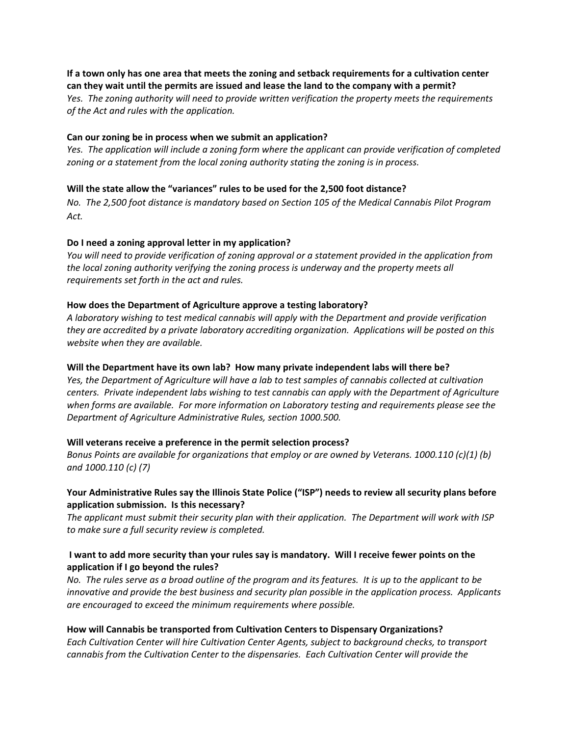**If a town only has one area that meets the zoning and setback requirements for a cultivation center can they wait until the permits are issued and lease the land to the company with a permit?**

*Yes. The zoning authority will need to provide written verification the property meets the requirements of the Act and rules with the application.*

**Can our zoning be in process when we submit an application?**

*Yes. The application will include a zoning form where the applicant can provide verification of completed zoning or a statement from the local zoning authority stating the zoning is in process.*

**Will the state allow the "variances" rules to be used for the 2,500 foot distance?**

*No. The 2,500 foot distance is mandatory based on Section 105 of the Medical Cannabis Pilot Program Act.*

**Do I need a zoning approval letter in my application?**

*You will need to provide verification of zoning approval or a statement provided in the application from the local zoning authority verifying the zoning process is underway and the property meets all requirements set forth in the act and rules.*

**How does the Department of Agriculture approve a testing laboratory?**

*A laboratory wishing to test medical cannabis will apply with the Department and provide verification they are accredited by a private laboratory accrediting organization. Applications will be posted on this website when they are available.*

**Will the Department have its own lab? How many private independent labs will there be?**

*Yes, the Department of Agriculture will have a lab to test samples of cannabis collected at cultivation centers. Private independent labs wishing to test cannabis can apply with the Department of Agriculture when forms are available. For more information on Laboratory testing and requirements please see the Department of Agriculture Administrative Rules, section 1000.500.*

**Will veterans receive a preference in the permit selection process?**

*Bonus Points are available for organizations that employ or are owned by Veterans. 1000.110 (c)(1) (b) and 1000.110 (c) (7)*

**Your Administrative Rules say the Illinois State Police ("ISP") needs to review all security plans before application submission. Is this necessary?**

*The applicant must submit their security plan with their application. The Department will work with ISP to make sure a full security review is completed.*

**I want to add more security than your rules say is mandatory. Will I receive fewer points on the application if I go beyond the rules?**

*No. The rules serve as a broad outline of the program and its features. It is up to the applicant to be innovative and provide the best business and security plan possible in the application process. Applicants are encouraged to exceed the minimum requirements where possible.*

**How will Cannabis be transported from Cultivation Centers to Dispensary Organizations?**

*Each Cultivation Center will hire Cultivation Center Agents, subject to background checks, to transport cannabis from the Cultivation Center to the dispensaries. Each Cultivation Center will provide the*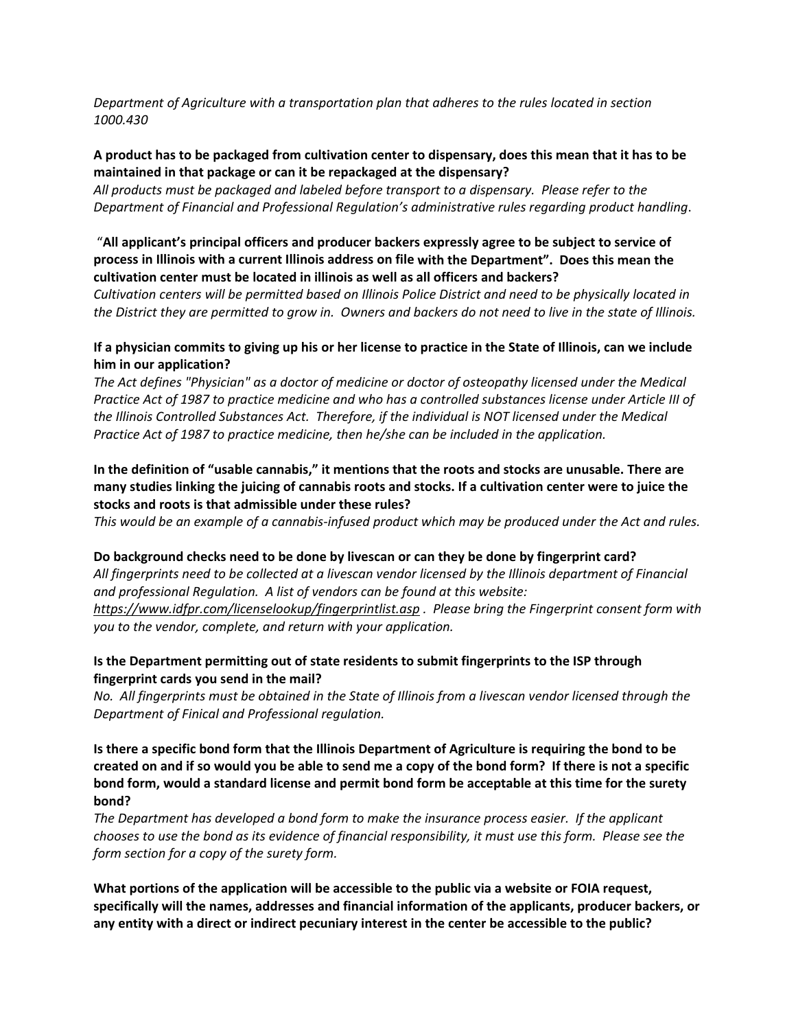*Department of Agriculture with a transportation plan that adheres to the rules located in section 1000.430*

**A product has to be packaged from cultivation center to dispensary, does this mean that it has to be maintained in that package or can it be repackaged at the dispensary?**
*All products must be packaged and labeled before transport to a dispensary. Please refer to the Department of Financial and Professional Regulation's administrative rules regarding product handling.*

"**All applicant's principal officers and producer backers expressly agree to be subject to service of process in Illinois with a current Illinois address on file with the Department". Does this mean the cultivation center must be located in illinois as well as all officers and backers?**
*Cultivation centers will be permitted based on Illinois Police District and need to be physically located in the District they are permitted to grow in. Owners and backers do not need to live in the state of Illinois.*

**If a physician commits to giving up his or her license to practice in the State of Illinois, can we include him in our application?**
*The Act defines "Physician" as a doctor of medicine or doctor of osteopathy licensed under the Medical Practice Act of 1987 to practice medicine and who has a controlled substances license under Article III of the Illinois Controlled Substances Act. Therefore, if the individual is NOT licensed under the Medical Practice Act of 1987 to practice medicine, then he/she can be included in the application.*

**In the definition of "usable cannabis," it mentions that the roots and stocks are unusable. There are many studies linking the juicing of cannabis roots and stocks. If a cultivation center were to juice the stocks and roots is that admissible under these rules?**
*This would be an example of a cannabis-infused product which may be produced under the Act and rules.*

**Do background checks need to be done by livescan or can they be done by fingerprint card?**
*All fingerprints need to be collected at a livescan vendor licensed by the Illinois department of Financial and professional Regulation. A list of vendors can be found at this website: https://www.idfpr.com/licenselookup/fingerprintlist.asp . Please bring the Fingerprint consent form with you to the vendor, complete, and return with your application.*

**Is the Department permitting out of state residents to submit fingerprints to the ISP through fingerprint cards you send in the mail?**
*No. All fingerprints must be obtained in the State of Illinois from a livescan vendor licensed through the Department of Finical and Professional regulation.*

**Is there a specific bond form that the Illinois Department of Agriculture is requiring the bond to be created on and if so would you be able to send me a copy of the bond form? If there is not a specific bond form, would a standard license and permit bond form be acceptable at this time for the surety bond?**
*The Department has developed a bond form to make the insurance process easier. If the applicant chooses to use the bond as its evidence of financial responsibility, it must use this form. Please see the form section for a copy of the surety form.*

**What portions of the application will be accessible to the public via a website or FOIA request, specifically will the names, addresses and financial information of the applicants, producer backers, or any entity with a direct or indirect pecuniary interest in the center be accessible to the public?**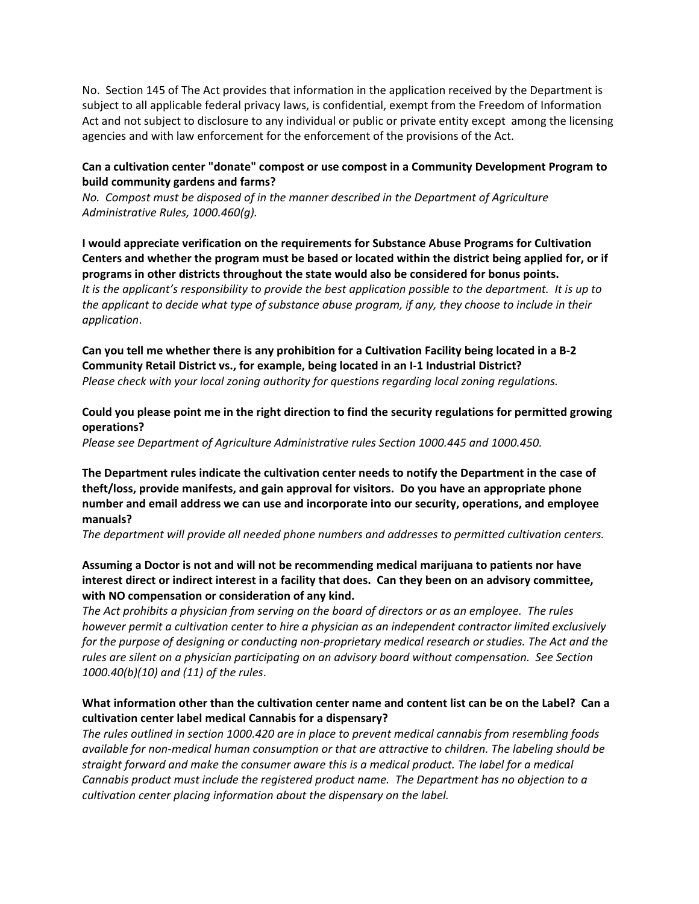No. Section 145 of The Act provides that information in the application received by the Department is subject to all applicable federal privacy laws, is confidential, exempt from the Freedom of Information Act and not subject to disclosure to any individual or public or private entity except among the licensing agencies and with law enforcement for the enforcement of the provisions of the Act.

**Can a cultivation center "donate" compost or use compost in a Community Development Program to build community gardens and farms?**
*No. Compost must be disposed of in the manner described in the Department of Agriculture Administrative Rules, 1000.460(g).*

**I would appreciate verification on the requirements for Substance Abuse Programs for Cultivation Centers and whether the program must be based or located within the district being applied for, or if programs in other districts throughout the state would also be considered for bonus points.**
*It is the applicant's responsibility to provide the best application possible to the department. It is up to the applicant to decide what type of substance abuse program, if any, they choose to include in their application*.

**Can you tell me whether there is any prohibition for a Cultivation Facility being located in a B-2 Community Retail District vs., for example, being located in an I-1 Industrial District?**
*Please check with your local zoning authority for questions regarding local zoning regulations.*

**Could you please point me in the right direction to find the security regulations for permitted growing operations?**
*Please see Department of Agriculture Administrative rules Section 1000.445 and 1000.450.*

**The Department rules indicate the cultivation center needs to notify the Department in the case of theft/loss, provide manifests, and gain approval for visitors. Do you have an appropriate phone number and email address we can use and incorporate into our security, operations, and employee manuals?**
*The department will provide all needed phone numbers and addresses to permitted cultivation centers.*

**Assuming a Doctor is not and will not be recommending medical marijuana to patients nor have interest direct or indirect interest in a facility that does. Can they been on an advisory committee, with NO compensation or consideration of any kind.**
*The Act prohibits a physician from serving on the board of directors or as an employee. The rules however permit a cultivation center to hire a physician as an independent contractor limited exclusively for the purpose of designing or conducting non-proprietary medical research or studies. The Act and the rules are silent on a physician participating on an advisory board without compensation. See Section 1000.40(b)(10) and (11) of the rules*.

**What information other than the cultivation center name and content list can be on the Label? Can a cultivation center label medical Cannabis for a dispensary?**
*The rules outlined in section 1000.420 are in place to prevent medical cannabis from resembling foods available for non-medical human consumption or that are attractive to children. The labeling should be straight forward and make the consumer aware this is a medical product. The label for a medical Cannabis product must include the registered product name. The Department has no objection to a cultivation center placing information about the dispensary on the label.*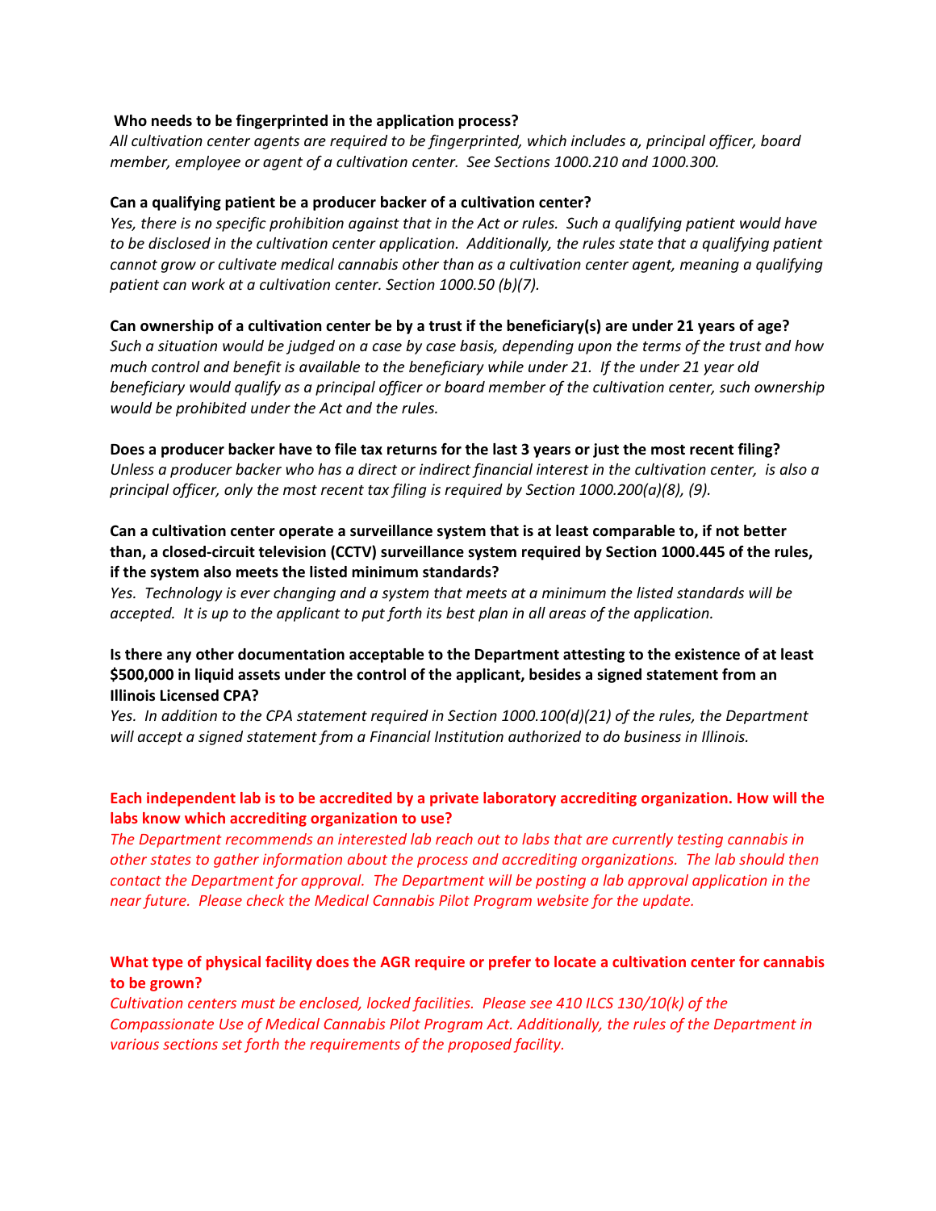**Who needs to be fingerprinted in the application process?**

*All cultivation center agents are required to be fingerprinted, which includes a, principal officer, board member, employee or agent of a cultivation center. See Sections 1000.210 and 1000.300.*

**Can a qualifying patient be a producer backer of a cultivation center?**

*Yes, there is no specific prohibition against that in the Act or rules. Such a qualifying patient would have to be disclosed in the cultivation center application. Additionally, the rules state that a qualifying patient cannot grow or cultivate medical cannabis other than as a cultivation center agent, meaning a qualifying patient can work at a cultivation center. Section 1000.50 (b)(7).*

**Can ownership of a cultivation center be by a trust if the beneficiary(s) are under 21 years of age?**

*Such a situation would be judged on a case by case basis, depending upon the terms of the trust and how much control and benefit is available to the beneficiary while under 21. If the under 21 year old beneficiary would qualify as a principal officer or board member of the cultivation center, such ownership would be prohibited under the Act and the rules.*

**Does a producer backer have to file tax returns for the last 3 years or just the most recent filing?**

*Unless a producer backer who has a direct or indirect financial interest in the cultivation center, is also a principal officer, only the most recent tax filing is required by Section 1000.200(a)(8), (9).*

**Can a cultivation center operate a surveillance system that is at least comparable to, if not better than, a closed-circuit television (CCTV) surveillance system required by Section 1000.445 of the rules, if the system also meets the listed minimum standards?**

*Yes. Technology is ever changing and a system that meets at a minimum the listed standards will be accepted. It is up to the applicant to put forth its best plan in all areas of the application.*

**Is there any other documentation acceptable to the Department attesting to the existence of at least $500,000 in liquid assets under the control of the applicant, besides a signed statement from an Illinois Licensed CPA?**

*Yes. In addition to the CPA statement required in Section 1000.100(d)(21) of the rules, the Department will accept a signed statement from a Financial Institution authorized to do business in Illinois.*

**Each independent lab is to be accredited by a private laboratory accrediting organization. How will the labs know which accrediting organization to use?**

*The Department recommends an interested lab reach out to labs that are currently testing cannabis in other states to gather information about the process and accrediting organizations. The lab should then contact the Department for approval. The Department will be posting a lab approval application in the near future. Please check the Medical Cannabis Pilot Program website for the update.*

**What type of physical facility does the AGR require or prefer to locate a cultivation center for cannabis to be grown?**

*Cultivation centers must be enclosed, locked facilities. Please see 410 ILCS 130/10(k) of the Compassionate Use of Medical Cannabis Pilot Program Act. Additionally, the rules of the Department in various sections set forth the requirements of the proposed facility.*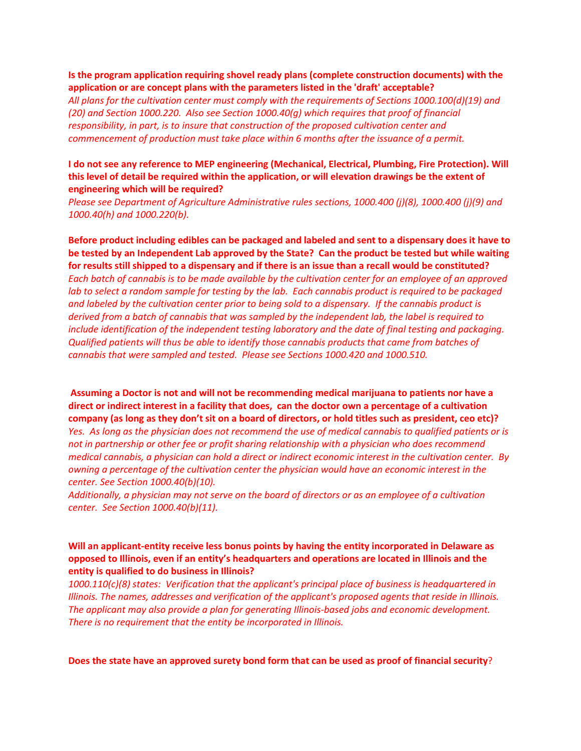**Is the program application requiring shovel ready plans (complete construction documents) with the application or are concept plans with the parameters listed in the 'draft' acceptable?**

*All plans for the cultivation center must comply with the requirements of Sections 1000.100(d)(19) and (20) and Section 1000.220. Also see Section 1000.40(g) which requires that proof of financial responsibility, in part, is to insure that construction of the proposed cultivation center and commencement of production must take place within 6 months after the issuance of a permit.*

**I do not see any reference to MEP engineering (Mechanical, Electrical, Plumbing, Fire Protection). Will this level of detail be required within the application, or will elevation drawings be the extent of engineering which will be required?**

*Please see Department of Agriculture Administrative rules sections, 1000.400 (j)(8), 1000.400 (j)(9) and 1000.40(h) and 1000.220(b).*

**Before product including edibles can be packaged and labeled and sent to a dispensary does it have to be tested by an Independent Lab approved by the State? Can the product be tested but while waiting for results still shipped to a dispensary and if there is an issue than a recall would be constituted?**

*Each batch of cannabis is to be made available by the cultivation center for an employee of an approved lab to select a random sample for testing by the lab. Each cannabis product is required to be packaged and labeled by the cultivation center prior to being sold to a dispensary. If the cannabis product is derived from a batch of cannabis that was sampled by the independent lab, the label is required to include identification of the independent testing laboratory and the date of final testing and packaging. Qualified patients will thus be able to identify those cannabis products that came from batches of cannabis that were sampled and tested. Please see Sections 1000.420 and 1000.510.*

**Assuming a Doctor is not and will not be recommending medical marijuana to patients nor have a direct or indirect interest in a facility that does, can the doctor own a percentage of a cultivation company (as long as they don't sit on a board of directors, or hold titles such as president, ceo etc)?**

*Yes. As long as the physician does not recommend the use of medical cannabis to qualified patients or is not in partnership or other fee or profit sharing relationship with a physician who does recommend medical cannabis, a physician can hold a direct or indirect economic interest in the cultivation center. By owning a percentage of the cultivation center the physician would have an economic interest in the center. See Section 1000.40(b)(10).*

*Additionally, a physician may not serve on the board of directors or as an employee of a cultivation center. See Section 1000.40(b)(11).*

**Will an applicant-entity receive less bonus points by having the entity incorporated in Delaware as opposed to Illinois, even if an entity's headquarters and operations are located in Illinois and the entity is qualified to do business in Illinois?**

*1000.110(c)(8) states: Verification that the applicant's principal place of business is headquartered in Illinois. The names, addresses and verification of the applicant's proposed agents that reside in Illinois. The applicant may also provide a plan for generating Illinois-based jobs and economic development. There is no requirement that the entity be incorporated in Illinois.*

**Does the state have an approved surety bond form that can be used as proof of financial security?**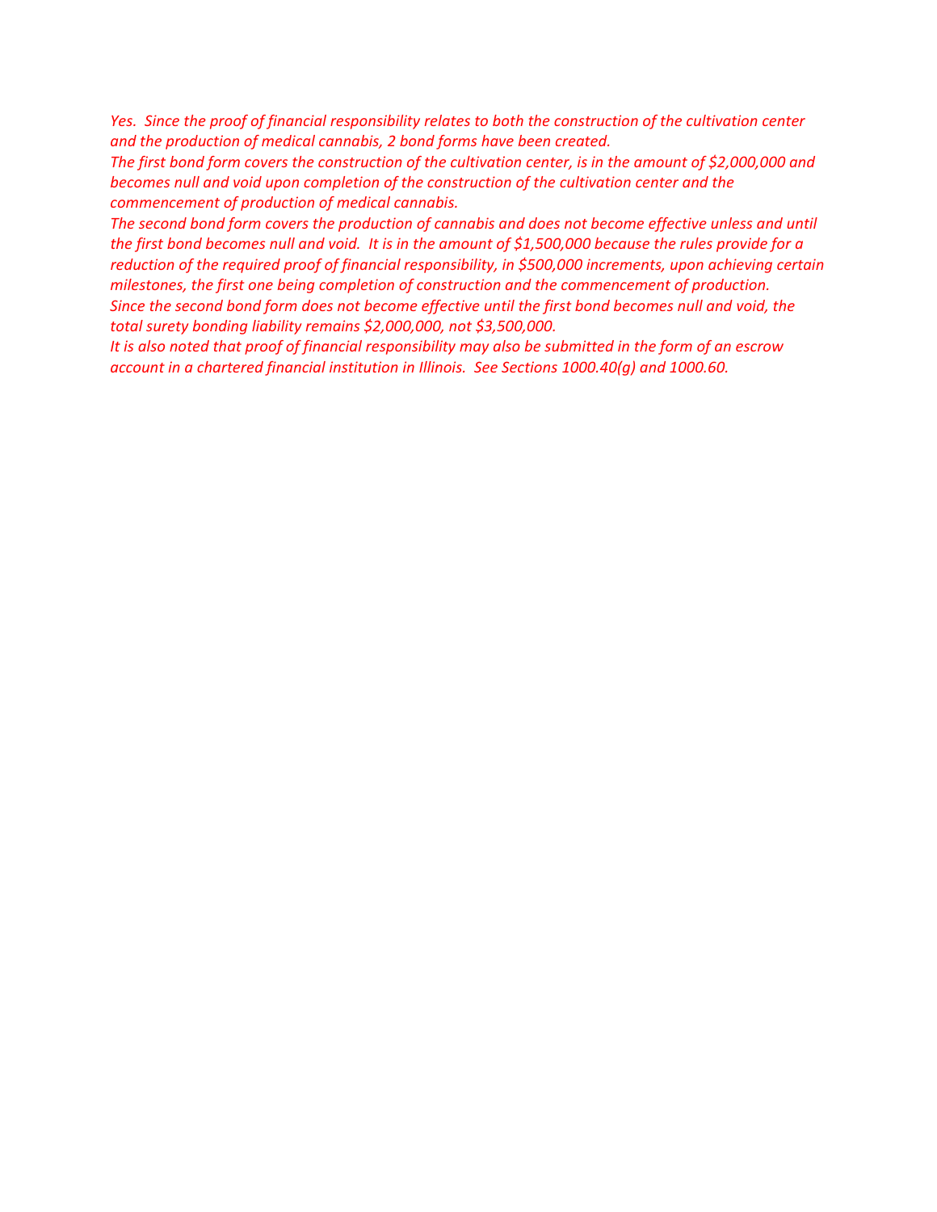*Yes. Since the proof of financial responsibility relates to both the construction of the cultivation center and the production of medical cannabis, 2 bond forms have been created.*

*The first bond form covers the construction of the cultivation center, is in the amount of $2,000,000 and becomes null and void upon completion of the construction of the cultivation center and the commencement of production of medical cannabis.*

*The second bond form covers the production of cannabis and does not become effective unless and until the first bond becomes null and void. It is in the amount of $1,500,000 because the rules provide for a reduction of the required proof of financial responsibility, in $500,000 increments, upon achieving certain milestones, the first one being completion of construction and the commencement of production.*

*Since the second bond form does not become effective until the first bond becomes null and void, the total surety bonding liability remains $2,000,000, not $3,500,000.*

*It is also noted that proof of financial responsibility may also be submitted in the form of an escrow account in a chartered financial institution in Illinois. See Sections 1000.40(g) and 1000.60.*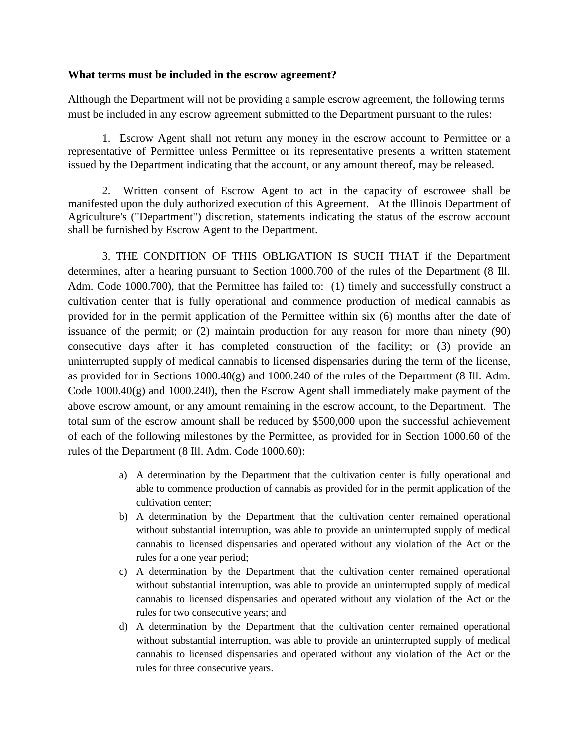**What terms must be included in the escrow agreement?**

Although the Department will not be providing a sample escrow agreement, the following terms must be included in any escrow agreement submitted to the Department pursuant to the rules:

1. Escrow Agent shall not return any money in the escrow account to Permittee or a representative of Permittee unless Permittee or its representative presents a written statement issued by the Department indicating that the account, or any amount thereof, may be released.

2. Written consent of Escrow Agent to act in the capacity of escrowee shall be manifested upon the duly authorized execution of this Agreement. At the Illinois Department of Agriculture's ("Department") discretion, statements indicating the status of the escrow account shall be furnished by Escrow Agent to the Department.

3. THE CONDITION OF THIS OBLIGATION IS SUCH THAT if the Department determines, after a hearing pursuant to Section 1000.700 of the rules of the Department (8 Ill. Adm. Code 1000.700), that the Permittee has failed to: (1) timely and successfully construct a cultivation center that is fully operational and commence production of medical cannabis as provided for in the permit application of the Permittee within six (6) months after the date of issuance of the permit; or (2) maintain production for any reason for more than ninety (90) consecutive days after it has completed construction of the facility; or (3) provide an uninterrupted supply of medical cannabis to licensed dispensaries during the term of the license, as provided for in Sections 1000.40(g) and 1000.240 of the rules of the Department (8 Ill. Adm. Code 1000.40(g) and 1000.240), then the Escrow Agent shall immediately make payment of the above escrow amount, or any amount remaining in the escrow account, to the Department. The total sum of the escrow amount shall be reduced by $500,000 upon the successful achievement of each of the following milestones by the Permittee, as provided for in Section 1000.60 of the rules of the Department (8 Ill. Adm. Code 1000.60):

   a) A determination by the Department that the cultivation center is fully operational and able to commence production of cannabis as provided for in the permit application of the cultivation center;
   b) A determination by the Department that the cultivation center remained operational without substantial interruption, was able to provide an uninterrupted supply of medical cannabis to licensed dispensaries and operated without any violation of the Act or the rules for a one year period;
   c) A determination by the Department that the cultivation center remained operational without substantial interruption, was able to provide an uninterrupted supply of medical cannabis to licensed dispensaries and operated without any violation of the Act or the rules for two consecutive years; and
   d) A determination by the Department that the cultivation center remained operational without substantial interruption, was able to provide an uninterrupted supply of medical cannabis to licensed dispensaries and operated without any violation of the Act or the rules for three consecutive years.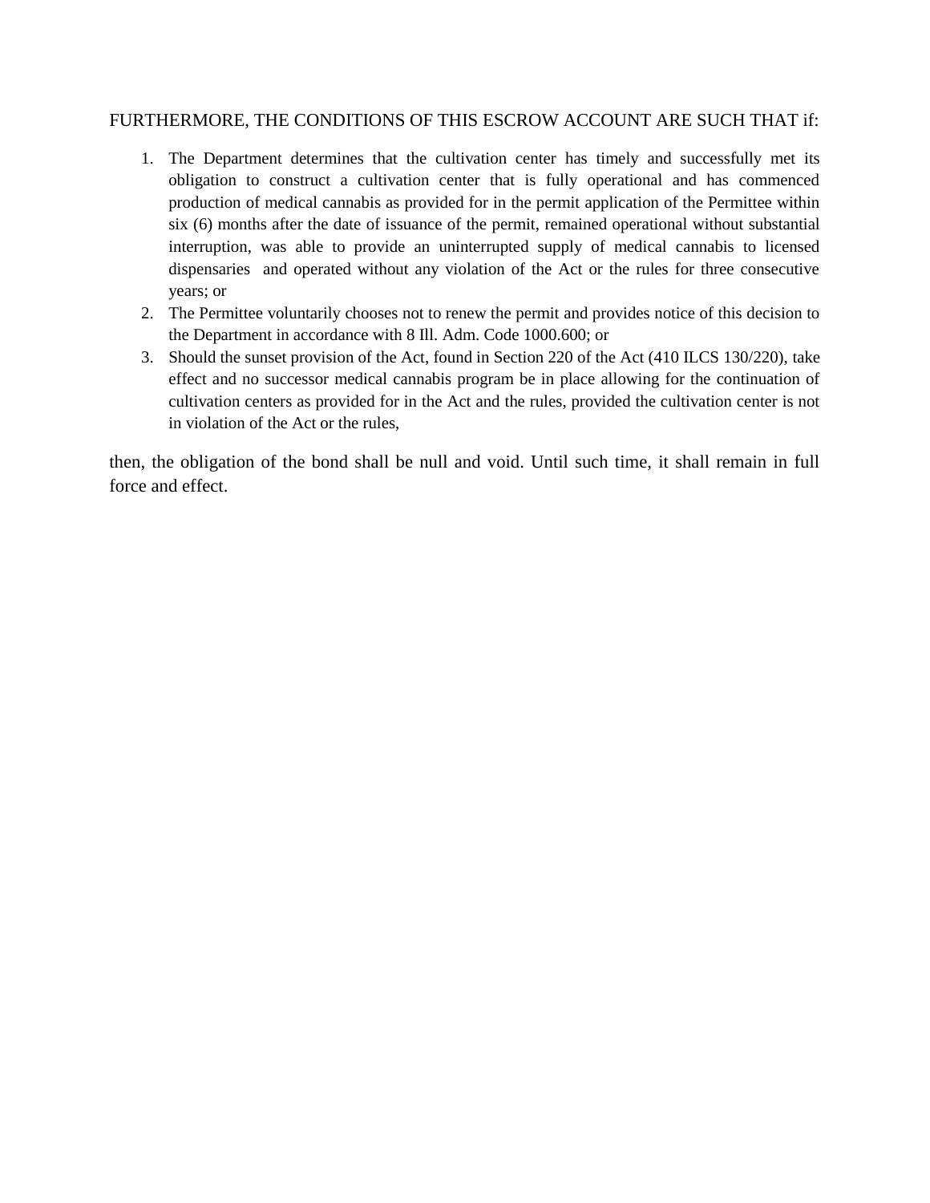FURTHERMORE, THE CONDITIONS OF THIS ESCROW ACCOUNT ARE SUCH THAT if:

1. The Department determines that the cultivation center has timely and successfully met its obligation to construct a cultivation center that is fully operational and has commenced production of medical cannabis as provided for in the permit application of the Permittee within six (6) months after the date of issuance of the permit, remained operational without substantial interruption, was able to provide an uninterrupted supply of medical cannabis to licensed dispensaries and operated without any violation of the Act or the rules for three consecutive years; or
2. The Permittee voluntarily chooses not to renew the permit and provides notice of this decision to the Department in accordance with 8 Ill. Adm. Code 1000.600; or
3. Should the sunset provision of the Act, found in Section 220 of the Act (410 ILCS 130/220), take effect and no successor medical cannabis program be in place allowing for the continuation of cultivation centers as provided for in the Act and the rules, provided the cultivation center is not in violation of the Act or the rules,

then, the obligation of the bond shall be null and void. Until such time, it shall remain in full force and effect.